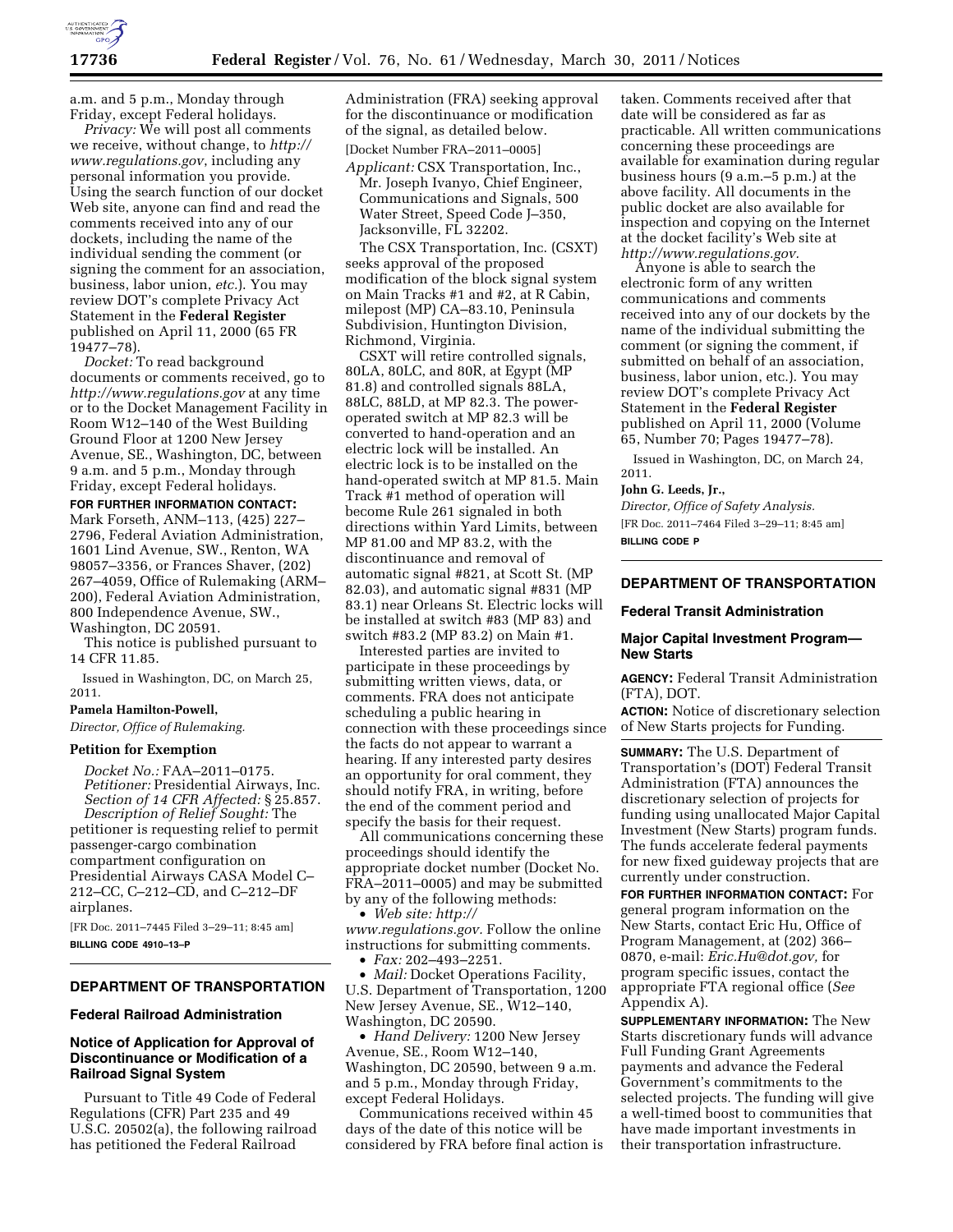a.m. and 5 p.m., Monday through Friday, except Federal holidays.

*Privacy:* We will post all comments we receive, without change, to *http://www.regulations.gov*, including any personal information you provide. Using the search function of our docket Web site, anyone can find and read the comments received into any of our dockets, including the name of the individual sending the comment (or signing the comment for an association, business, labor union, *etc.*). You may review DOT's complete Privacy Act Statement in the **Federal Register** published on April 11, 2000 (65 FR 19477–78).

*Docket:* To read background documents or comments received, go to *http://www.regulations.gov* at any time or to the Docket Management Facility in Room W12–140 of the West Building Ground Floor at 1200 New Jersey Avenue, SE., Washington, DC, between 9 a.m. and 5 p.m., Monday through Friday, except Federal holidays.

**FOR FURTHER INFORMATION CONTACT:** Mark Forseth, ANM–113, (425) 227–2796, Federal Aviation Administration, 1601 Lind Avenue, SW., Renton, WA 98057–3356, or Frances Shaver, (202) 267–4059, Office of Rulemaking (ARM–200), Federal Aviation Administration, 800 Independence Avenue, SW., Washington, DC 20591.

This notice is published pursuant to 14 CFR 11.85.

Issued in Washington, DC, on March 25, 2011.

**Pamela Hamilton-Powell,**

*Director, Office of Rulemaking.*

### Petition for Exemption

*Docket No.:* FAA–2011–0175.

*Petitioner:* Presidential Airways, Inc.

*Section of 14 CFR Affected:* § 25.857.

*Description of Relief Sought:* The petitioner is requesting relief to permit passenger-cargo combination compartment configuration on Presidential Airways CASA Model C–212–CC, C–212–CD, and C–212–DF airplanes.

[FR Doc. 2011–7445 Filed 3–29–11; 8:45 am]

**BILLING CODE 4910–13–P**

## DEPARTMENT OF TRANSPORTATION

### Federal Railroad Administration

### Notice of Application for Approval of Discontinuance or Modification of a Railroad Signal System

Pursuant to Title 49 Code of Federal Regulations (CFR) Part 235 and 49 U.S.C. 20502(a), the following railroad has petitioned the Federal Railroad Administration (FRA) seeking approval for the discontinuance or modification of the signal, as detailed below.

[Docket Number FRA–2011–0005]

*Applicant:* CSX Transportation, Inc., Mr. Joseph Ivanyo, Chief Engineer, Communications and Signals, 500 Water Street, Speed Code J–350, Jacksonville, FL 32202.

The CSX Transportation, Inc. (CSXT) seeks approval of the proposed modification of the block signal system on Main Tracks #1 and #2, at R Cabin, milepost (MP) CA–83.10, Peninsula Subdivision, Huntington Division, Richmond, Virginia.

CSXT will retire controlled signals, 80LA, 80LC, and 80R, at Egypt (MP 81.8) and controlled signals 88LA, 88LC, 88LD, at MP 82.3. The power-operated switch at MP 82.3 will be converted to hand-operation and an electric lock will be installed. An electric lock is to be installed on the hand-operated switch at MP 81.5. Main Track #1 method of operation will become Rule 261 signaled in both directions within Yard Limits, between MP 81.00 and MP 83.2, with the discontinuance and removal of automatic signal #821, at Scott St. (MP 82.03), and automatic signal #831 (MP 83.1) near Orleans St. Electric locks will be installed at switch #83 (MP 83) and switch #83.2 (MP 83.2) on Main #1.

Interested parties are invited to participate in these proceedings by submitting written views, data, or comments. FRA does not anticipate scheduling a public hearing in connection with these proceedings since the facts do not appear to warrant a hearing. If any interested party desires an opportunity for oral comment, they should notify FRA, in writing, before the end of the comment period and specify the basis for their request.

All communications concerning these proceedings should identify the appropriate docket number (Docket No. FRA–2011–0005) and may be submitted by any of the following methods:

- *Web site: http://www.regulations.gov.* Follow the online instructions for submitting comments.
- *Fax:* 202–493–2251.
- *Mail:* Docket Operations Facility, U.S. Department of Transportation, 1200 New Jersey Avenue, SE., W12–140, Washington, DC 20590.
- *Hand Delivery:* 1200 New Jersey Avenue, SE., Room W12–140, Washington, DC 20590, between 9 a.m. and 5 p.m., Monday through Friday, except Federal Holidays.

Communications received within 45 days of the date of this notice will be considered by FRA before final action is taken. Comments received after that date will be considered as far as practicable. All written communications concerning these proceedings are available for examination during regular business hours (9 a.m.–5 p.m.) at the above facility. All documents in the public docket are also available for inspection and copying on the Internet at the docket facility's Web site at *http://www.regulations.gov.*

Anyone is able to search the electronic form of any written communications and comments received into any of our dockets by the name of the individual submitting the comment (or signing the comment, if submitted on behalf of an association, business, labor union, etc.). You may review DOT's complete Privacy Act Statement in the **Federal Register** published on April 11, 2000 (Volume 65, Number 70; Pages 19477–78).

Issued in Washington, DC, on March 24, 2011.

**John G. Leeds, Jr.,**

*Director, Office of Safety Analysis.*

[FR Doc. 2011–7464 Filed 3–29–11; 8:45 am]

**BILLING CODE P**

## DEPARTMENT OF TRANSPORTATION

### Federal Transit Administration

### Major Capital Investment Program—New Starts

**AGENCY:** Federal Transit Administration (FTA), DOT.

**ACTION:** Notice of discretionary selection of New Starts projects for Funding.

**SUMMARY:** The U.S. Department of Transportation's (DOT) Federal Transit Administration announces the discretionary selection of projects for funding using unallocated Major Capital Investment (New Starts) program funds. The funds accelerate federal payments for new fixed guideway projects that are currently under construction.

**FOR FURTHER INFORMATION CONTACT:** For general program information on the New Starts, contact Eric Hu, Office of Program Management, at (202) 366–0870, e-mail: *Eric.Hu@dot.gov,* for program specific issues, contact the appropriate FTA regional office (*See* Appendix A).

**SUPPLEMENTARY INFORMATION:** The New Starts discretionary funds will advance Full Funding Grant Agreements payments and advance the Federal Government's commitments to the selected projects. The funding will give a well-timed boost to communities that have made important investments in their transportation infrastructure.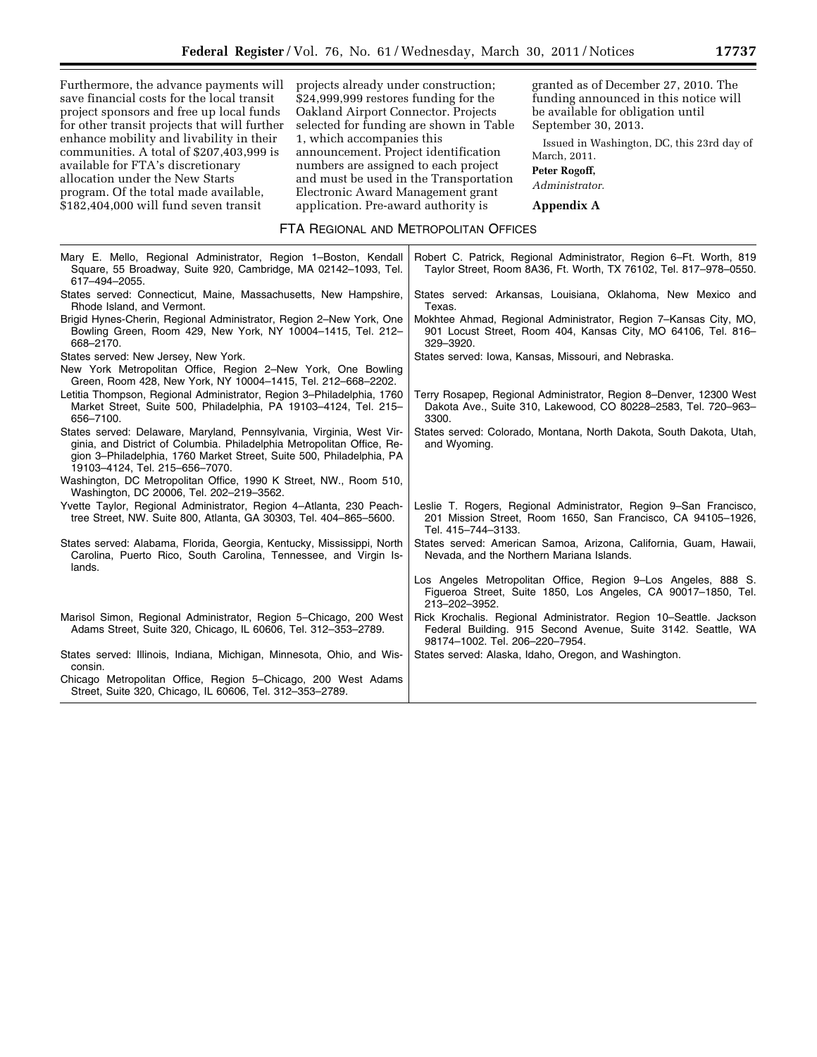Furthermore, the advance payments will save financial costs for the local transit project sponsors and free up local funds for other transit projects that will further enhance mobility and livability in their communities. A total of $207,403,999 is available for FTA's discretionary allocation under the New Starts program. Of the total made available, $182,404,000 will fund seven transit projects already under construction; $24,999,999 restores funding for the Oakland Airport Connector. Projects selected for funding are shown in Table 1, which accompanies this announcement. Project identification numbers are assigned to each project and must be used in the Transportation Electronic Award Management grant application. Pre-award authority is granted as of December 27, 2010. The funding announced in this notice will be available for obligation until September 30, 2013.

Issued in Washington, DC, this 23rd day of March, 2011.

**Peter Rogoff,**

*Administrator.*

## Appendix A

### FTA Regional and Metropolitan Offices

| | |
|---|---|
| Mary E. Mello, Regional Administrator, Region 1–Boston, Kendall Square, 55 Broadway, Suite 920, Cambridge, MA 02142–1093, Tel. 617–494–2055. | Robert C. Patrick, Regional Administrator, Region 6–Ft. Worth, 819 Taylor Street, Room 8A36, Ft. Worth, TX 76102, Tel. 817–978–0550. |
| States served: Connecticut, Maine, Massachusetts, New Hampshire, Rhode Island, and Vermont. | States served: Arkansas, Louisiana, Oklahoma, New Mexico and Texas. |
| Brigid Hynes-Cherin, Regional Administrator, Region 2–New York, One Bowling Green, Room 429, New York, NY 10004–1415, Tel. 212–668–2170. | Mokhtee Ahmad, Regional Administrator, Region 7–Kansas City, MO, 901 Locust Street, Room 404, Kansas City, MO 64106, Tel. 816–329–3920. |
| States served: New Jersey, New York. New York Metropolitan Office, Region 2–New York, One Bowling Green, Room 428, New York, NY 10004–1415, Tel. 212–668–2202. | States served: Iowa, Kansas, Missouri, and Nebraska. |
| Letitia Thompson, Regional Administrator, Region 3–Philadelphia, 1760 Market Street, Suite 500, Philadelphia, PA 19103–4124, Tel. 215–656–7100. | Terry Rosapep, Regional Administrator, Region 8–Denver, 12300 West Dakota Ave., Suite 310, Lakewood, CO 80228–2583, Tel. 720–963–3300. |
| States served: Delaware, Maryland, Pennsylvania, Virginia, West Virginia, and District of Columbia. Philadelphia Metropolitan Office, Region 3–Philadelphia, 1760 Market Street, Suite 500, Philadelphia, PA 19103–4124, Tel. 215–656–7070. Washington, DC Metropolitan Office, 1990 K Street, NW., Room 510, Washington, DC 20006, Tel. 202–219–3562. | States served: Colorado, Montana, North Dakota, South Dakota, Utah, and Wyoming. |
| Yvette Taylor, Regional Administrator, Region 4–Atlanta, 230 Peachtree Street, NW. Suite 800, Atlanta, GA 30303, Tel. 404–865–5600. | Leslie T. Rogers, Regional Administrator, Region 9–San Francisco, 201 Mission Street, Room 1650, San Francisco, CA 94105–1926, Tel. 415–744–3133. |
| States served: Alabama, Florida, Georgia, Kentucky, Mississippi, North Carolina, Puerto Rico, South Carolina, Tennessee, and Virgin Islands. | States served: American Samoa, Arizona, California, Guam, Hawaii, Nevada, and the Northern Mariana Islands. |
| | Los Angeles Metropolitan Office, Region 9–Los Angeles, 888 S. Figueroa Street, Suite 1850, Los Angeles, CA 90017–1850, Tel. 213–202–3952. |
| Marisol Simon, Regional Administrator, Region 5–Chicago, 200 West Adams Street, Suite 320, Chicago, IL 60606, Tel. 312–353–2789. | Rick Krochalis. Regional Administrator. Region 10–Seattle. Jackson Federal Building. 915 Second Avenue, Suite 3142. Seattle, WA 98174–1002. Tel. 206–220–7954. |
| States served: Illinois, Indiana, Michigan, Minnesota, Ohio, and Wisconsin. Chicago Metropolitan Office, Region 5–Chicago, 200 West Adams Street, Suite 320, Chicago, IL 60606, Tel. 312–353–2789. | States served: Alaska, Idaho, Oregon, and Washington. |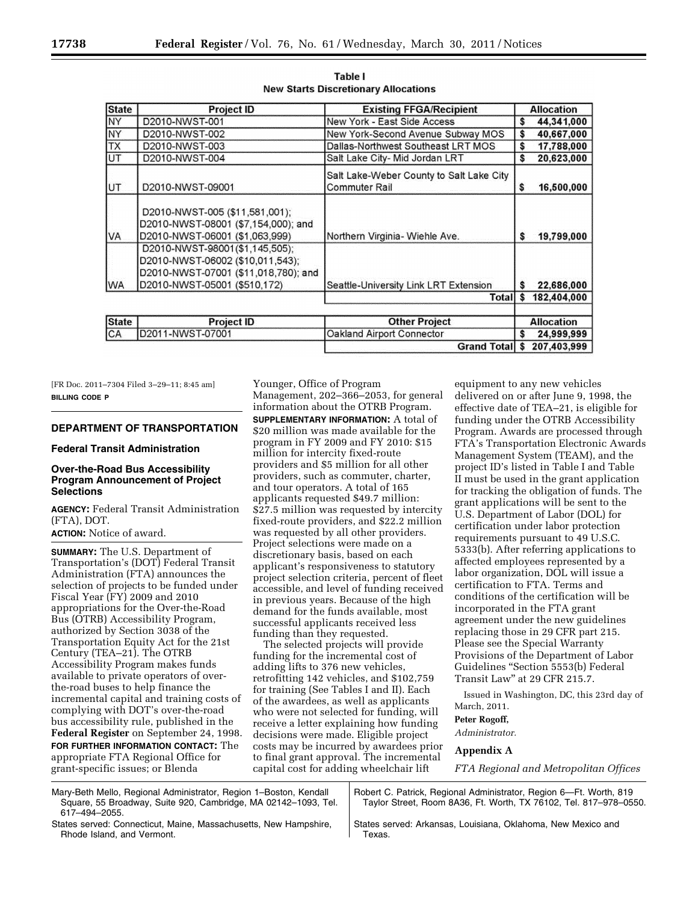**Table I**
**New Starts Discretionary Allocations**

| State | Project ID | Existing FFGA/Recipient | Allocation |
|---|---|---|---|
| NY | D2010-NWST-001 | New York - East Side Access | $ 44,341,000 |
| NY | D2010-NWST-002 | New York-Second Avenue Subway MOS | $ 40,667,000 |
| TX | D2010-NWST-003 | Dallas-Northwest Southeast LRT MOS | $ 17,788,000 |
| UT | D2010-NWST-004 | Salt Lake City- Mid Jordan LRT | $ 20,623,000 |
| UT | D2010-NWST-09001 | Salt Lake-Weber County to Salt Lake City Commuter Rail | $ 16,500,000 |
| VA | D2010-NWST-005 ($11,581,001); D2010-NWST-08001 ($7,154,000); and D2010-NWST-06001 ($1,063,999) | Northern Virginia- Wiehle Ave. | $ 19,799,000 |
| WA | D2010-NWST-98001($1,145,505); D2010-NWST-06002 ($10,011,543); D2010-NWST-07001 ($11,018,780); and D2010-NWST-05001 ($510,172) | Seattle-University Link LRT Extension | $ 22,686,000 |
| | | Total | $ 182,404,000 |
| **State** | **Project ID** | **Other Project** | **Allocation** |
| CA | D2011-NWST-07001 | Oakland Airport Connector | $ 24,999,999 |
| | | Grand Total | $ 207,403,999 |

[FR Doc. 2011–7304 Filed 3–29–11; 8:45 am]

**BILLING CODE P**

## DEPARTMENT OF TRANSPORTATION

### Federal Transit Administration

### Over-the-Road Bus Accessibility Program Announcement of Project Selections

**AGENCY:** Federal Transit Administration (FTA), DOT.

**ACTION:** Notice of award.

**SUMMARY:** The U.S. Department of Transportation's (DOT) Federal Transit Administration announces the selection of projects to be funded under Fiscal Year (FY) 2009 and 2010 appropriations for the Over-the-Road Bus (OTRB) Accessibility Program, authorized by Section 3038 of the Transportation Equity Act for the 21st Century (TEA–21). The OTRB Accessibility Program makes funds available to private operators of over-the-road buses to help finance the incremental capital and training costs of complying with DOT's over-the-road bus accessibility rule, published in the **Federal Register** on September 24, 1998.

**FOR FURTHER INFORMATION CONTACT:** The appropriate FTA Regional Office for grant-specific issues; or Blenda Younger, Office of Program Management, 202–366–2053, for general information about the OTRB Program.

**SUPPLEMENTARY INFORMATION:** A total of $20 million was made available for the program in FY 2009 and FY 2010: $15 million for intercity fixed-route providers and $5 million for all other providers, such as commuter, charter, and tour operators. A total of 165 applicants requested $49.7 million: $27.5 million was requested by intercity fixed-route providers, and $22.2 million was requested by all other providers. Project selections were made on a discretionary basis, based on each applicant's responsiveness to statutory project selection criteria, percent of fleet accessible, and level of funding received in previous years. Because of the high demand for the funds available, most successful applicants received less funding than they requested.

The selected projects will provide funding for the incremental cost of adding lifts to 376 new vehicles, retrofitting 142 vehicles, and $102,759 for training (See Tables I and II). Each of the awardees, as well as applicants who were not selected for funding, will receive a letter explaining how funding decisions were made. Eligible project costs may be incurred by awardees prior to final grant approval. The incremental capital cost for adding wheelchair lift equipment to any new vehicles delivered on or after June 9, 1998, the effective date of TEA–21, is eligible for funding under the OTRB Accessibility Program. Awards are processed through FTA's Transportation Electronic Awards Management System (TEAM), and the project ID's listed in Table I and Table II must be used in the grant application for tracking the obligation of funds. The grant applications will be sent to the U.S. Department of Labor (DOL) for certification under labor protection requirements pursuant to 49 U.S.C. 5333(b). After referring applications to affected employees represented by a labor organization, DOL will issue a certification to FTA. Terms and conditions of the certification will be incorporated in the FTA grant agreement under the new guidelines replacing those in 29 CFR part 215. Please see the Special Warranty Provisions of the Department of Labor Guidelines "Section 5553(b) Federal Transit Law" at 29 CFR 215.7.

Issued in Washington, DC, this 23rd day of March, 2011.

**Peter Rogoff,**

*Administrator.*

### Appendix A

*FTA Regional and Metropolitan Offices*

Mary-Beth Mello, Regional Administrator, Region 1–Boston, Kendall Square, 55 Broadway, Suite 920, Cambridge, MA 02142–1093, Tel. 617–494–2055.

States served: Connecticut, Maine, Massachusetts, New Hampshire, Rhode Island, and Vermont.

Robert C. Patrick, Regional Administrator, Region 6—Ft. Worth, 819 Taylor Street, Room 8A36, Ft. Worth, TX 76102, Tel. 817–978–0550.

States served: Arkansas, Louisiana, Oklahoma, New Mexico and Texas.